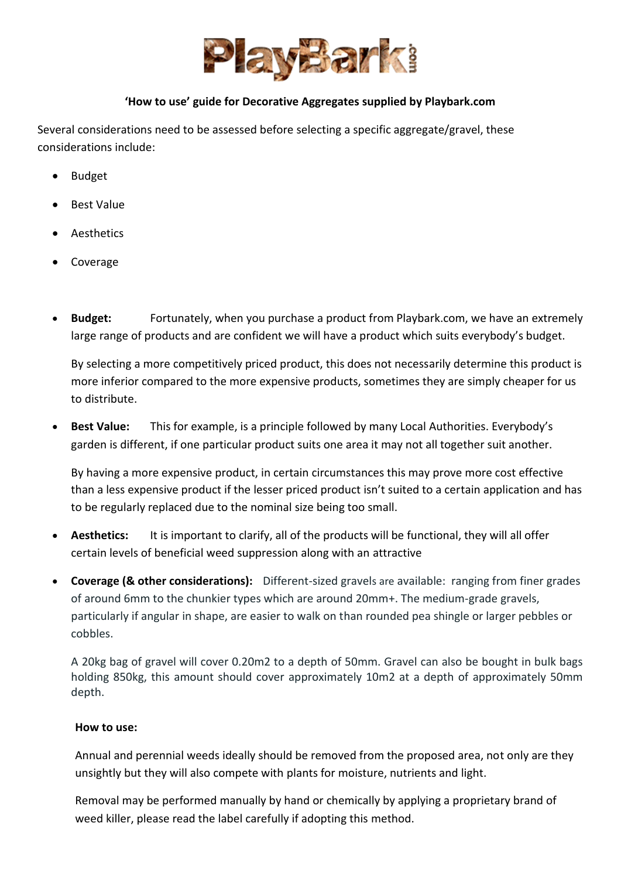# PlayBark.com

**'How to use' guide for Decorative Aggregates supplied by Playbark.com**

Several considerations need to be assessed before selecting a specific aggregate/gravel, these considerations include:

- Budget
- Best Value
- Aesthetics
- Coverage

- **Budget:** Fortunately, when you purchase a product from Playbark.com, we have an extremely large range of products and are confident we will have a product which suits everybody's budget.

  By selecting a more competitively priced product, this does not necessarily determine this product is more inferior compared to the more expensive products, sometimes they are simply cheaper for us to distribute.

- **Best Value:** This for example, is a principle followed by many Local Authorities. Everybody's garden is different, if one particular product suits one area it may not all together suit another.

  By having a more expensive product, in certain circumstances this may prove more cost effective than a less expensive product if the lesser priced product isn't suited to a certain application and has to be regularly replaced due to the nominal size being too small.

- **Aesthetics:** It is important to clarify, all of the products will be functional, they will all offer certain levels of beneficial weed suppression along with an attractive

- **Coverage (& other considerations):** Different-sized gravels are available: ranging from finer grades of around 6mm to the chunkier types which are around 20mm+. The medium-grade gravels, particularly if angular in shape, are easier to walk on than rounded pea shingle or larger pebbles or cobbles.

  A 20kg bag of gravel will cover 0.20m2 to a depth of 50mm. Gravel can also be bought in bulk bags holding 850kg, this amount should cover approximately 10m2 at a depth of approximately 50mm depth.

  **How to use:**

  Annual and perennial weeds ideally should be removed from the proposed area, not only are they unsightly but they will also compete with plants for moisture, nutrients and light.

  Removal may be performed manually by hand or chemically by applying a proprietary brand of weed killer, please read the label carefully if adopting this method.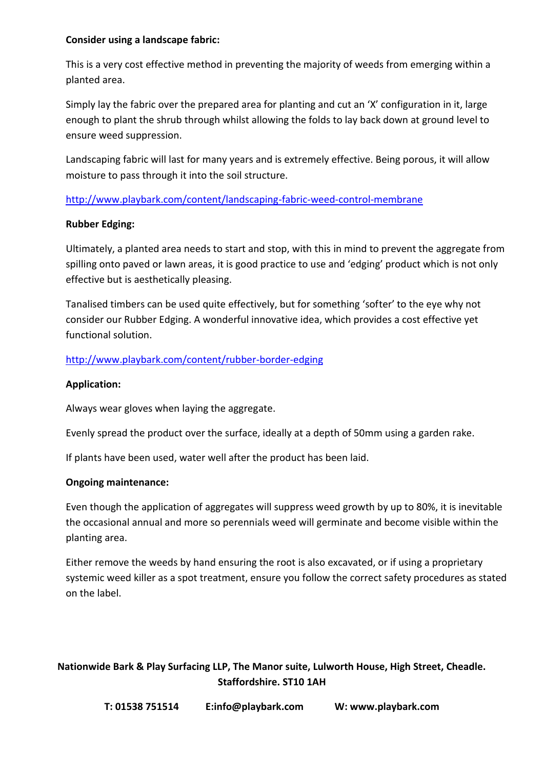**Consider using a landscape fabric:**

This is a very cost effective method in preventing the majority of weeds from emerging within a planted area.

Simply lay the fabric over the prepared area for planting and cut an 'X' configuration in it, large enough to plant the shrub through whilst allowing the folds to lay back down at ground level to ensure weed suppression.

Landscaping fabric will last for many years and is extremely effective. Being porous, it will allow moisture to pass through it into the soil structure.

http://www.playbark.com/content/landscaping-fabric-weed-control-membrane

**Rubber Edging:**

Ultimately, a planted area needs to start and stop, with this in mind to prevent the aggregate from spilling onto paved or lawn areas, it is good practice to use and 'edging' product which is not only effective but is aesthetically pleasing.

Tanalised timbers can be used quite effectively, but for something 'softer' to the eye why not consider our Rubber Edging. A wonderful innovative idea, which provides a cost effective yet functional solution.

http://www.playbark.com/content/rubber-border-edging

**Application:**

Always wear gloves when laying the aggregate.

Evenly spread the product over the surface, ideally at a depth of 50mm using a garden rake.

If plants have been used, water well after the product has been laid.

**Ongoing maintenance:**

Even though the application of aggregates will suppress weed growth by up to 80%, it is inevitable the occasional annual and more so perennials weed will germinate and become visible within the planting area.

Either remove the weeds by hand ensuring the root is also excavated, or if using a proprietary systemic weed killer as a spot treatment, ensure you follow the correct safety procedures as stated on the label.

**Nationwide Bark & Play Surfacing LLP, The Manor suite, Lulworth House, High Street, Cheadle. Staffordshire. ST10 1AH**

**T: 01538 751514 E:info@playbark.com W: www.playbark.com**